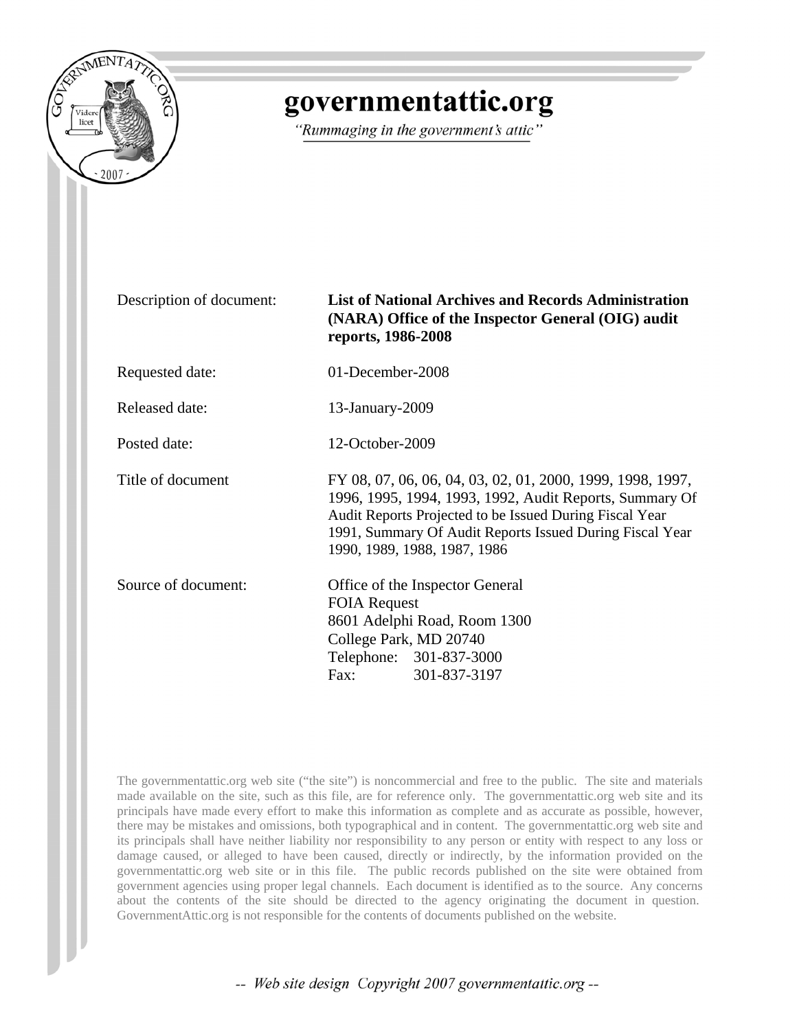# governmentattic.org

*"Rummaging in the government's attic"*

| | |
|---|---|
| Description of document: | **List of National Archives and Records Administration (NARA) Office of the Inspector General (OIG) audit reports, 1986-2008** |
| Requested date: | 01-December-2008 |
| Released date: | 13-January-2009 |
| Posted date: | 12-October-2009 |
| Title of document | FY 08, 07, 06, 06, 04, 03, 02, 01, 2000, 1999, 1998, 1997, 1996, 1995, 1994, 1993, 1992, Audit Reports, Summary Of Audit Reports Projected to be Issued During Fiscal Year 1991, Summary Of Audit Reports Issued During Fiscal Year 1990, 1989, 1988, 1987, 1986 |
| Source of document: | Office of the Inspector General<br>FOIA Request<br>8601 Adelphi Road, Room 1300<br>College Park, MD 20740<br>Telephone: 301-837-3000<br>Fax: 301-837-3197 |

The governmentattic.org web site ("the site") is noncommercial and free to the public. The site and materials made available on the site, such as this file, are for reference only. The governmentattic.org web site and its principals have made every effort to make this information as complete and as accurate as possible, however, there may be mistakes and omissions, both typographical and in content. The governmentattic.org web site and its principals shall have neither liability nor responsibility to any person or entity with respect to any loss or damage caused, or alleged to have been caused, directly or indirectly, by the information provided on the governmentattic.org web site or in this file. The public records published on the site were obtained from government agencies using proper legal channels. Each document is identified as to the source. Any concerns about the contents of the site should be directed to the agency originating the document in question. GovernmentAttic.org is not responsible for the contents of documents published on the website.

*-- Web site design Copyright 2007 governmentattic.org --*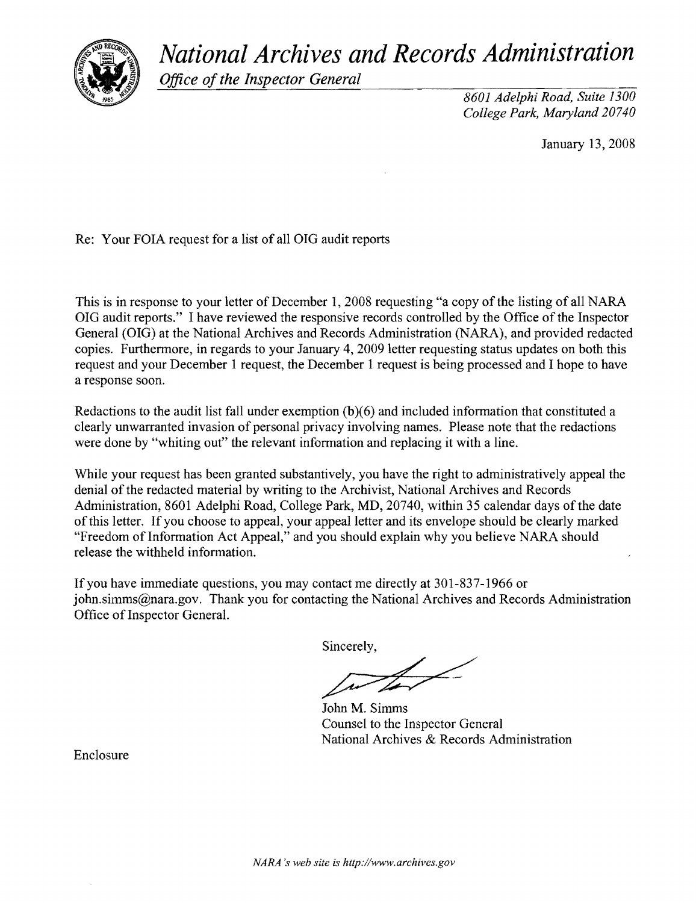# *National Archives and Records Administration*

*Office of the Inspector General*

*8601 Adelphi Road, Suite 1300*
*College Park, Maryland 20740*

January 13, 2008

Re: Your FOIA request for a list of all OIG audit reports

This is in response to your letter of December 1, 2008 requesting "a copy of the listing of all NARA OIG audit reports." I have reviewed the responsive records controlled by the Office of the Inspector General (OIG) at the National Archives and Records Administration (NARA), and provided redacted copies. Furthermore, in regards to your January 4, 2009 letter requesting status updates on both this request and your December 1 request, the December 1 request is being processed and I hope to have a response soon.

Redactions to the audit list fall under exemption (b)(6) and included information that constituted a clearly unwarranted invasion of personal privacy involving names. Please note that the redactions were done by "whiting out" the relevant information and replacing it with a line.

While your request has been granted substantively, you have the right to administratively appeal the denial of the redacted material by writing to the Archivist, National Archives and Records Administration, 8601 Adelphi Road, College Park, MD, 20740, within 35 calendar days of the date of this letter. If you choose to appeal, your appeal letter and its envelope should be clearly marked "Freedom of Information Act Appeal," and you should explain why you believe NARA should release the withheld information.

If you have immediate questions, you may contact me directly at 301-837-1966 or john.simms@nara.gov. Thank you for contacting the National Archives and Records Administration Office of Inspector General.

Sincerely,

John M. Simms
Counsel to the Inspector General
National Archives & Records Administration

Enclosure

*NARA's web site is http://www.archives.gov*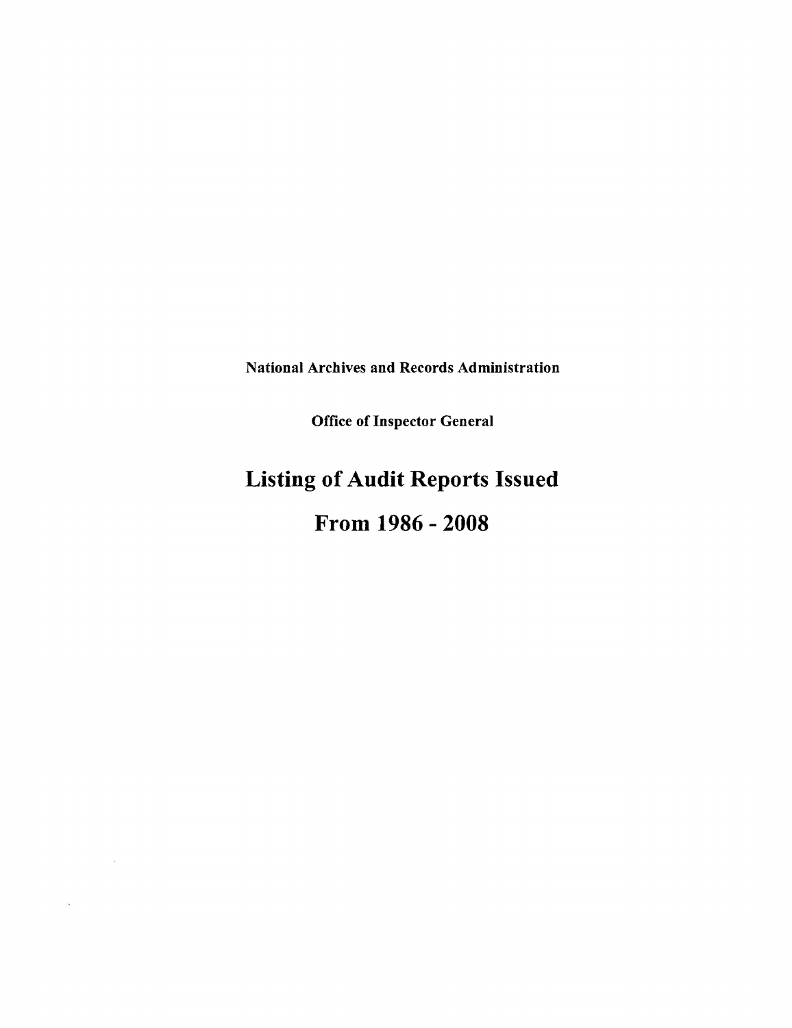**National Archives and Records Administration**

**Office of Inspector General**

# Listing of Audit Reports Issued

# From 1986 - 2008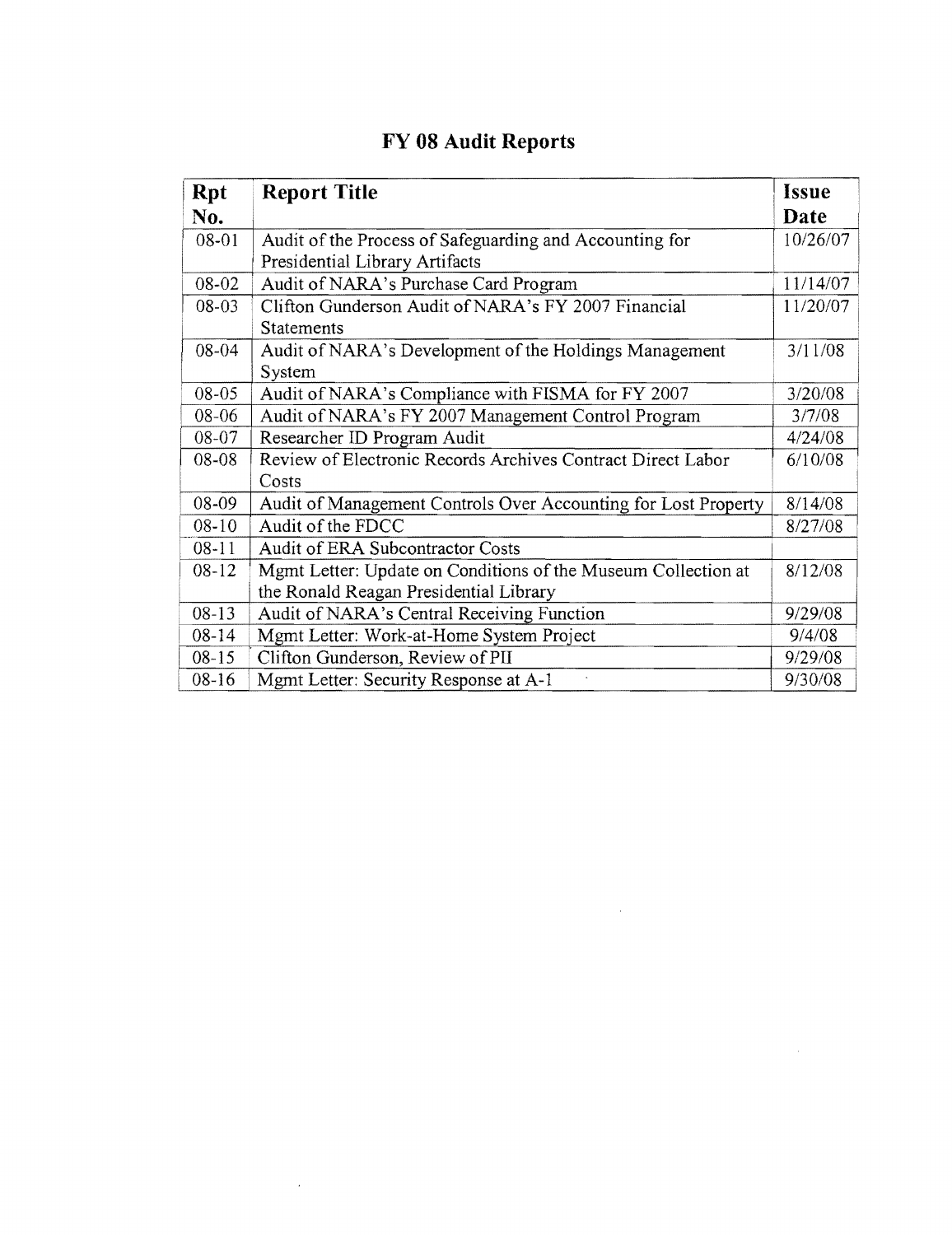# FY 08 Audit Reports

| Rpt No. | Report Title | Issue Date |
| --- | --- | --- |
| 08-01 | Audit of the Process of Safeguarding and Accounting for Presidential Library Artifacts | 10/26/07 |
| 08-02 | Audit of NARA's Purchase Card Program | 11/14/07 |
| 08-03 | Clifton Gunderson Audit of NARA's FY 2007 Financial Statements | 11/20/07 |
| 08-04 | Audit of NARA's Development of the Holdings Management System | 3/11/08 |
| 08-05 | Audit of NARA's Compliance with FISMA for FY 2007 | 3/20/08 |
| 08-06 | Audit of NARA's FY 2007 Management Control Program | 3/7/08 |
| 08-07 | Researcher ID Program Audit | 4/24/08 |
| 08-08 | Review of Electronic Records Archives Contract Direct Labor Costs | 6/10/08 |
| 08-09 | Audit of Management Controls Over Accounting for Lost Property | 8/14/08 |
| 08-10 | Audit of the FDCC | 8/27/08 |
| 08-11 | Audit of ERA Subcontractor Costs | |
| 08-12 | Mgmt Letter: Update on Conditions of the Museum Collection at the Ronald Reagan Presidential Library | 8/12/08 |
| 08-13 | Audit of NARA's Central Receiving Function | 9/29/08 |
| 08-14 | Mgmt Letter: Work-at-Home System Project | 9/4/08 |
| 08-15 | Clifton Gunderson, Review of PII | 9/29/08 |
| 08-16 | Mgmt Letter: Security Response at A-1 | 9/30/08 |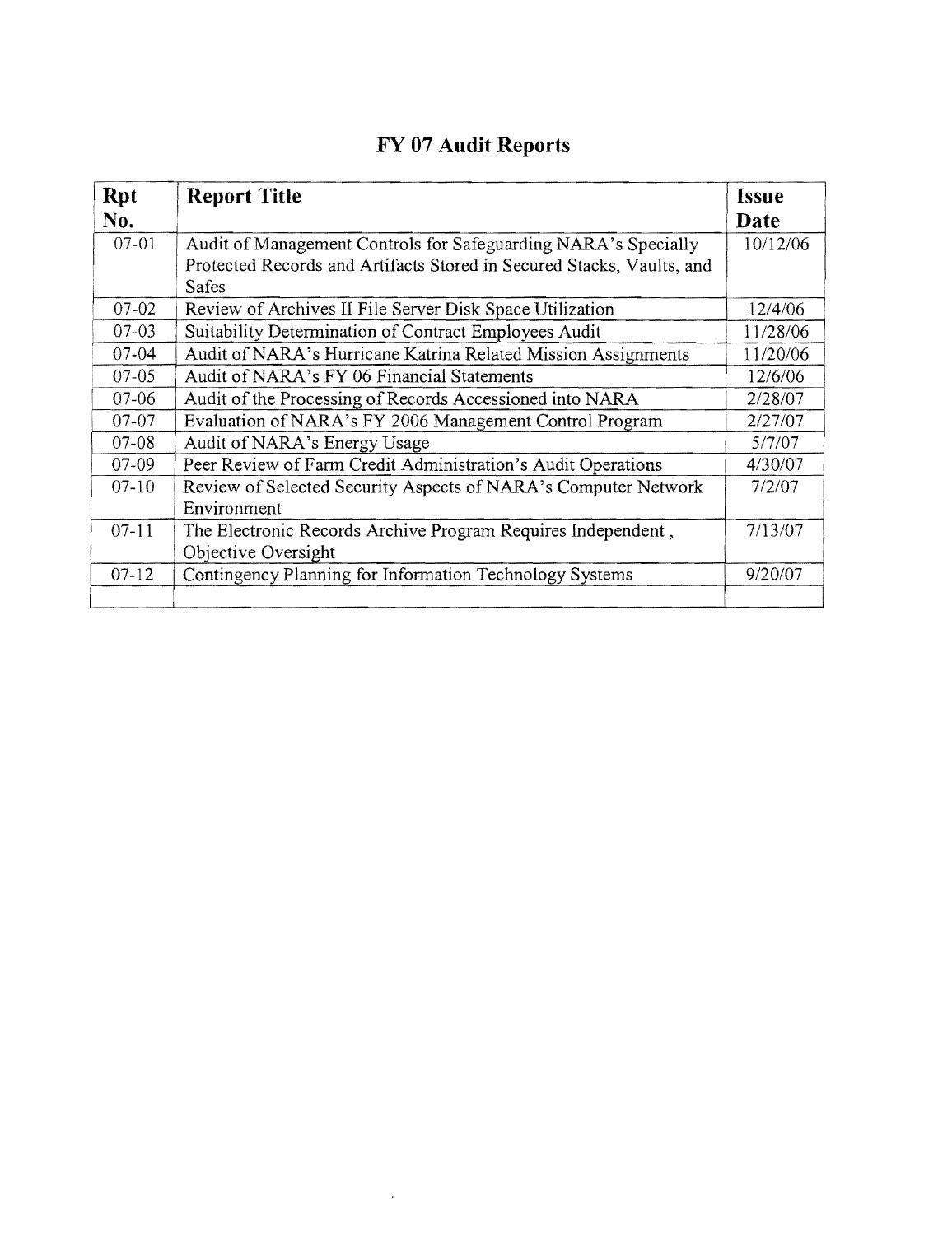# FY 07 Audit Reports

| Rpt No. | Report Title | Issue Date |
|---|---|---|
| 07-01 | Audit of Management Controls for Safeguarding NARA's Specially Protected Records and Artifacts Stored in Secured Stacks, Vaults, and Safes | 10/12/06 |
| 07-02 | Review of Archives II File Server Disk Space Utilization | 12/4/06 |
| 07-03 | Suitability Determination of Contract Employees Audit | 11/28/06 |
| 07-04 | Audit of NARA's Hurricane Katrina Related Mission Assignments | 11/20/06 |
| 07-05 | Audit of NARA's FY 06 Financial Statements | 12/6/06 |
| 07-06 | Audit of the Processing of Records Accessioned into NARA | 2/28/07 |
| 07-07 | Evaluation of NARA's FY 2006 Management Control Program | 2/27/07 |
| 07-08 | Audit of NARA's Energy Usage | 5/7/07 |
| 07-09 | Peer Review of Farm Credit Administration's Audit Operations | 4/30/07 |
| 07-10 | Review of Selected Security Aspects of NARA's Computer Network Environment | 7/2/07 |
| 07-11 | The Electronic Records Archive Program Requires Independent , Objective Oversight | 7/13/07 |
| 07-12 | Contingency Planning for Information Technology Systems | 9/20/07 |
| | | |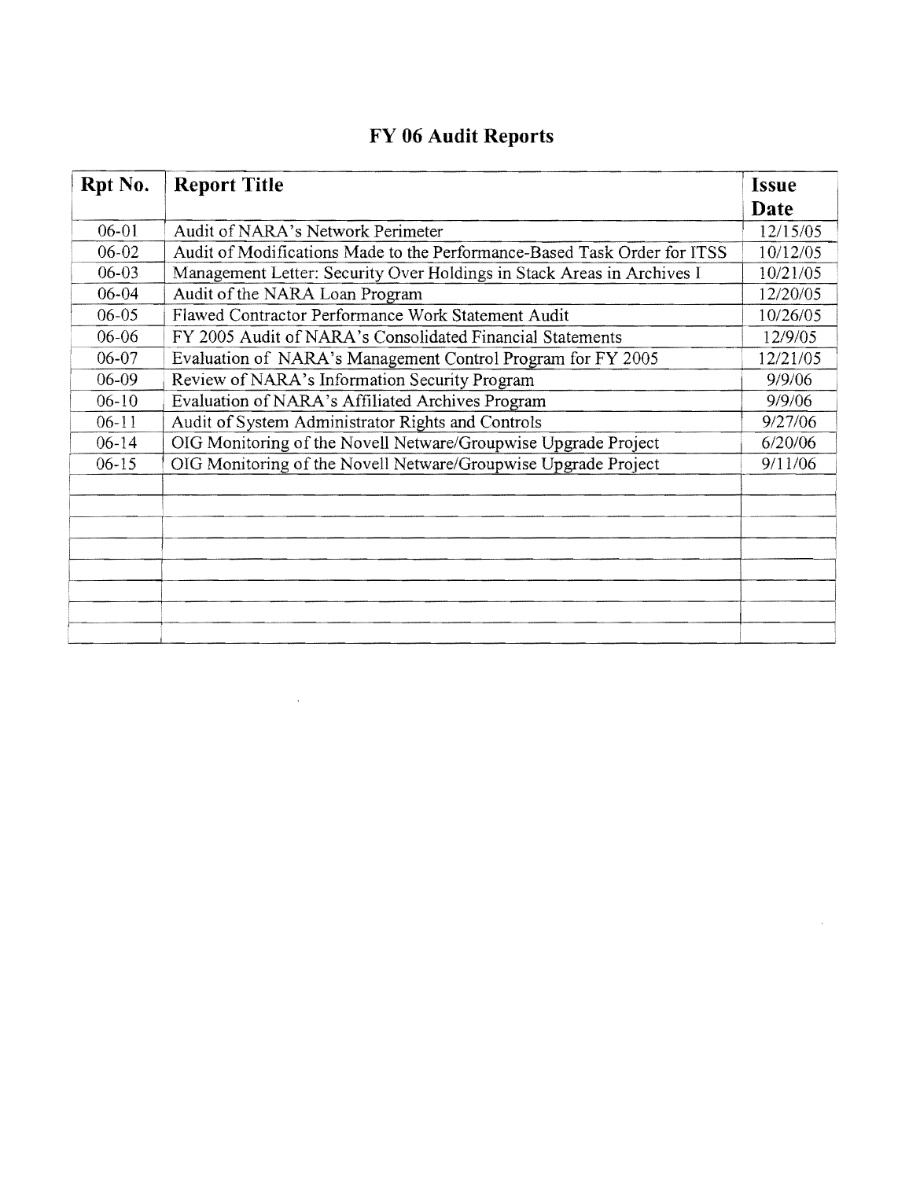# FY 06 Audit Reports

| Rpt No. | Report Title | Issue Date |
| --- | --- | --- |
| 06-01 | Audit of NARA's Network Perimeter | 12/15/05 |
| 06-02 | Audit of Modifications Made to the Performance-Based Task Order for ITSS | 10/12/05 |
| 06-03 | Management Letter: Security Over Holdings in Stack Areas in Archives I | 10/21/05 |
| 06-04 | Audit of the NARA Loan Program | 12/20/05 |
| 06-05 | Flawed Contractor Performance Work Statement Audit | 10/26/05 |
| 06-06 | FY 2005 Audit of NARA's Consolidated Financial Statements | 12/9/05 |
| 06-07 | Evaluation of NARA's Management Control Program for FY 2005 | 12/21/05 |
| 06-09 | Review of NARA's Information Security Program | 9/9/06 |
| 06-10 | Evaluation of NARA's Affiliated Archives Program | 9/9/06 |
| 06-11 | Audit of System Administrator Rights and Controls | 9/27/06 |
| 06-14 | OIG Monitoring of the Novell Netware/Groupwise Upgrade Project | 6/20/06 |
| 06-15 | OIG Monitoring of the Novell Netware/Groupwise Upgrade Project | 9/11/06 |
| | | |
| | | |
| | | |
| | | |
| | | |
| | | |
| | | |
| | | |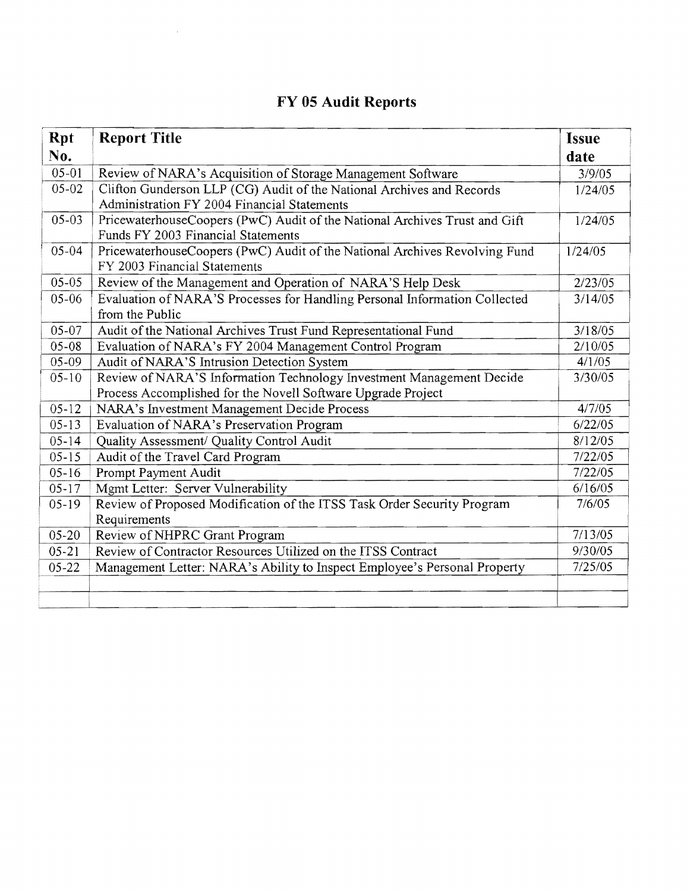# FY 05 Audit Reports

| Rpt No. | Report Title | Issue date |
|---|---|---|
| 05-01 | Review of NARA's Acquisition of Storage Management Software | 3/9/05 |
| 05-02 | Clifton Gunderson LLP (CG) Audit of the National Archives and Records Administration FY 2004 Financial Statements | 1/24/05 |
| 05-03 | PricewaterhouseCoopers (PwC) Audit of the National Archives Trust and Gift Funds FY 2003 Financial Statements | 1/24/05 |
| 05-04 | PricewaterhouseCoopers (PwC) Audit of the National Archives Revolving Fund FY 2003 Financial Statements | 1/24/05 |
| 05-05 | Review of the Management and Operation of NARA'S Help Desk | 2/23/05 |
| 05-06 | Evaluation of NARA'S Processes for Handling Personal Information Collected from the Public | 3/14/05 |
| 05-07 | Audit of the National Archives Trust Fund Representational Fund | 3/18/05 |
| 05-08 | Evaluation of NARA's FY 2004 Management Control Program | 2/10/05 |
| 05-09 | Audit of NARA'S Intrusion Detection System | 4/1/05 |
| 05-10 | Review of NARA'S Information Technology Investment Management Decide Process Accomplished for the Novell Software Upgrade Project | 3/30/05 |
| 05-12 | NARA's Investment Management Decide Process | 4/7/05 |
| 05-13 | Evaluation of NARA's Preservation Program | 6/22/05 |
| 05-14 | Quality Assessment/ Quality Control Audit | 8/12/05 |
| 05-15 | Audit of the Travel Card Program | 7/22/05 |
| 05-16 | Prompt Payment Audit | 7/22/05 |
| 05-17 | Mgmt Letter: Server Vulnerability | 6/16/05 |
| 05-19 | Review of Proposed Modification of the ITSS Task Order Security Program Requirements | 7/6/05 |
| 05-20 | Review of NHPRC Grant Program | 7/13/05 |
| 05-21 | Review of Contractor Resources Utilized on the ITSS Contract | 9/30/05 |
| 05-22 | Management Letter: NARA's Ability to Inspect Employee's Personal Property | 7/25/05 |
| | | |
| | | |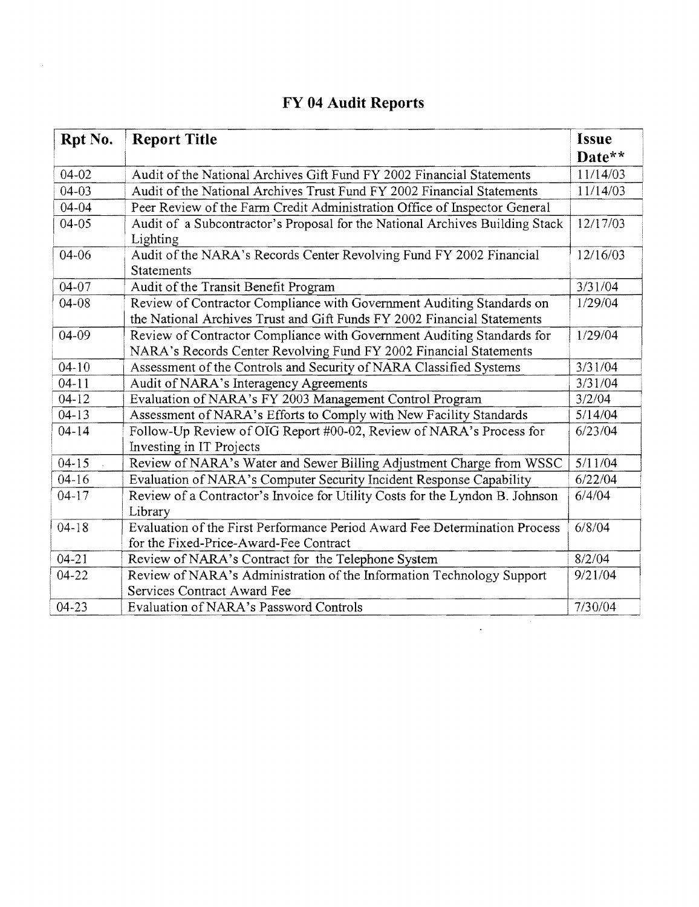# FY 04 Audit Reports

| Rpt No. | Report Title | Issue Date** |
|---|---|---|
| 04-02 | Audit of the National Archives Gift Fund FY 2002 Financial Statements | 11/14/03 |
| 04-03 | Audit of the National Archives Trust Fund FY 2002 Financial Statements | 11/14/03 |
| 04-04 | Peer Review of the Farm Credit Administration Office of Inspector General | |
| 04-05 | Audit of a Subcontractor's Proposal for the National Archives Building Stack Lighting | 12/17/03 |
| 04-06 | Audit of the NARA's Records Center Revolving Fund FY 2002 Financial Statements | 12/16/03 |
| 04-07 | Audit of the Transit Benefit Program | 3/31/04 |
| 04-08 | Review of Contractor Compliance with Government Auditing Standards on the National Archives Trust and Gift Funds FY 2002 Financial Statements | 1/29/04 |
| 04-09 | Review of Contractor Compliance with Government Auditing Standards for NARA's Records Center Revolving Fund FY 2002 Financial Statements | 1/29/04 |
| 04-10 | Assessment of the Controls and Security of NARA Classified Systems | 3/31/04 |
| 04-11 | Audit of NARA's Interagency Agreements | 3/31/04 |
| 04-12 | Evaluation of NARA's FY 2003 Management Control Program | 3/2/04 |
| 04-13 | Assessment of NARA's Efforts to Comply with New Facility Standards | 5/14/04 |
| 04-14 | Follow-Up Review of OIG Report #00-02, Review of NARA's Process for Investing in IT Projects | 6/23/04 |
| 04-15 | Review of NARA's Water and Sewer Billing Adjustment Charge from WSSC | 5/11/04 |
| 04-16 | Evaluation of NARA's Computer Security Incident Response Capability | 6/22/04 |
| 04-17 | Review of a Contractor's Invoice for Utility Costs for the Lyndon B. Johnson Library | 6/4/04 |
| 04-18 | Evaluation of the First Performance Period Award Fee Determination Process for the Fixed-Price-Award-Fee Contract | 6/8/04 |
| 04-21 | Review of NARA's Contract for the Telephone System | 8/2/04 |
| 04-22 | Review of NARA's Administration of the Information Technology Support Services Contract Award Fee | 9/21/04 |
| 04-23 | Evaluation of NARA's Password Controls | 7/30/04 |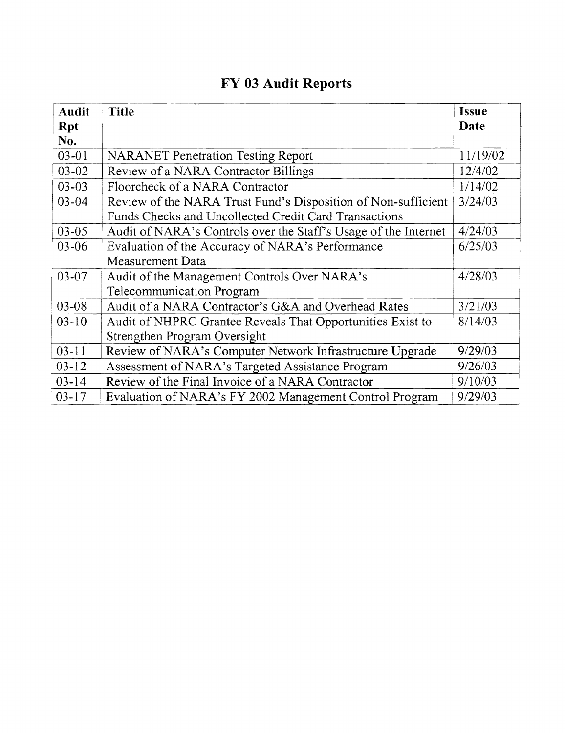# FY 03 Audit Reports

| Audit Rpt No. | Title | Issue Date |
|---|---|---|
| 03-01 | NARANET Penetration Testing Report | 11/19/02 |
| 03-02 | Review of a NARA Contractor Billings | 12/4/02 |
| 03-03 | Floorcheck of a NARA Contractor | 1/14/02 |
| 03-04 | Review of the NARA Trust Fund's Disposition of Non-sufficient Funds Checks and Uncollected Credit Card Transactions | 3/24/03 |
| 03-05 | Audit of NARA's Controls over the Staff's Usage of the Internet | 4/24/03 |
| 03-06 | Evaluation of the Accuracy of NARA's Performance Measurement Data | 6/25/03 |
| 03-07 | Audit of the Management Controls Over NARA's Telecommunication Program | 4/28/03 |
| 03-08 | Audit of a NARA Contractor's G&A and Overhead Rates | 3/21/03 |
| 03-10 | Audit of NHPRC Grantee Reveals That Opportunities Exist to Strengthen Program Oversight | 8/14/03 |
| 03-11 | Review of NARA's Computer Network Infrastructure Upgrade | 9/29/03 |
| 03-12 | Assessment of NARA's Targeted Assistance Program | 9/26/03 |
| 03-14 | Review of the Final Invoice of a NARA Contractor | 9/10/03 |
| 03-17 | Evaluation of NARA's FY 2002 Management Control Program | 9/29/03 |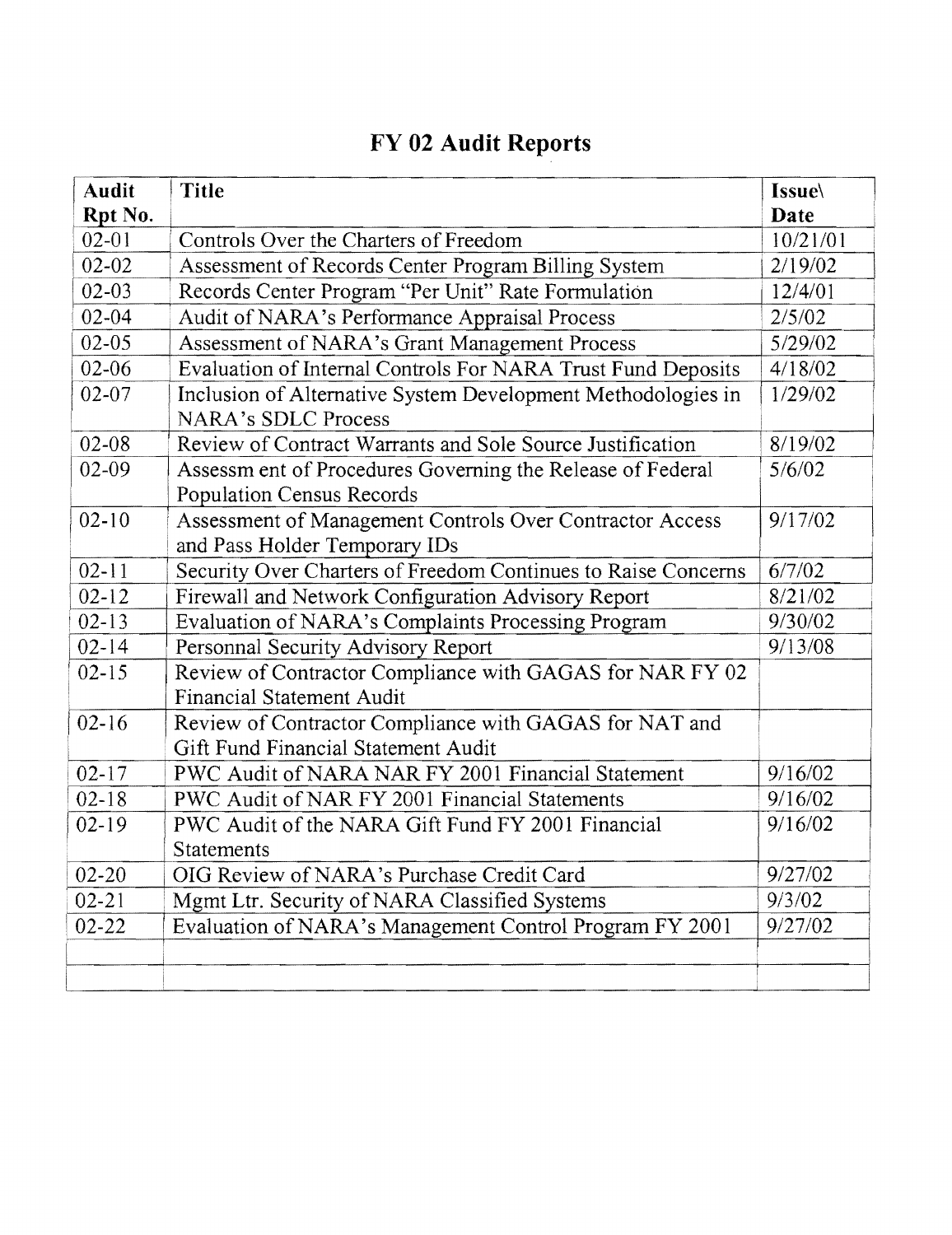# FY 02 Audit Reports

| Audit Rpt No. | Title | Issue\ Date |
|---|---|---|
| 02-01 | Controls Over the Charters of Freedom | 10/21/01 |
| 02-02 | Assessment of Records Center Program Billing System | 2/19/02 |
| 02-03 | Records Center Program "Per Unit" Rate Formulation | 12/4/01 |
| 02-04 | Audit of NARA's Performance Appraisal Process | 2/5/02 |
| 02-05 | Assessment of NARA's Grant Management Process | 5/29/02 |
| 02-06 | Evaluation of Internal Controls For NARA Trust Fund Deposits | 4/18/02 |
| 02-07 | Inclusion of Alternative System Development Methodologies in NARA's SDLC Process | 1/29/02 |
| 02-08 | Review of Contract Warrants and Sole Source Justification | 8/19/02 |
| 02-09 | Assessm ent of Procedures Governing the Release of Federal Population Census Records | 5/6/02 |
| 02-10 | Assessment of Management Controls Over Contractor Access and Pass Holder Temporary IDs | 9/17/02 |
| 02-11 | Security Over Charters of Freedom Continues to Raise Concerns | 6/7/02 |
| 02-12 | Firewall and Network Configuration Advisory Report | 8/21/02 |
| 02-13 | Evaluation of NARA's Complaints Processing Program | 9/30/02 |
| 02-14 | Personnal Security Advisory Report | 9/13/08 |
| 02-15 | Review of Contractor Compliance with GAGAS for NAR FY 02 Financial Statement Audit | |
| 02-16 | Review of Contractor Compliance with GAGAS for NAT and Gift Fund Financial Statement Audit | |
| 02-17 | PWC Audit of NARA NAR FY 2001 Financial Statement | 9/16/02 |
| 02-18 | PWC Audit of NAR FY 2001 Financial Statements | 9/16/02 |
| 02-19 | PWC Audit of the NARA Gift Fund FY 2001 Financial Statements | 9/16/02 |
| 02-20 | OIG Review of NARA's Purchase Credit Card | 9/27/02 |
| 02-21 | Mgmt Ltr. Security of NARA Classified Systems | 9/3/02 |
| 02-22 | Evaluation of NARA's Management Control Program FY 2001 | 9/27/02 |
| | | |
| | | |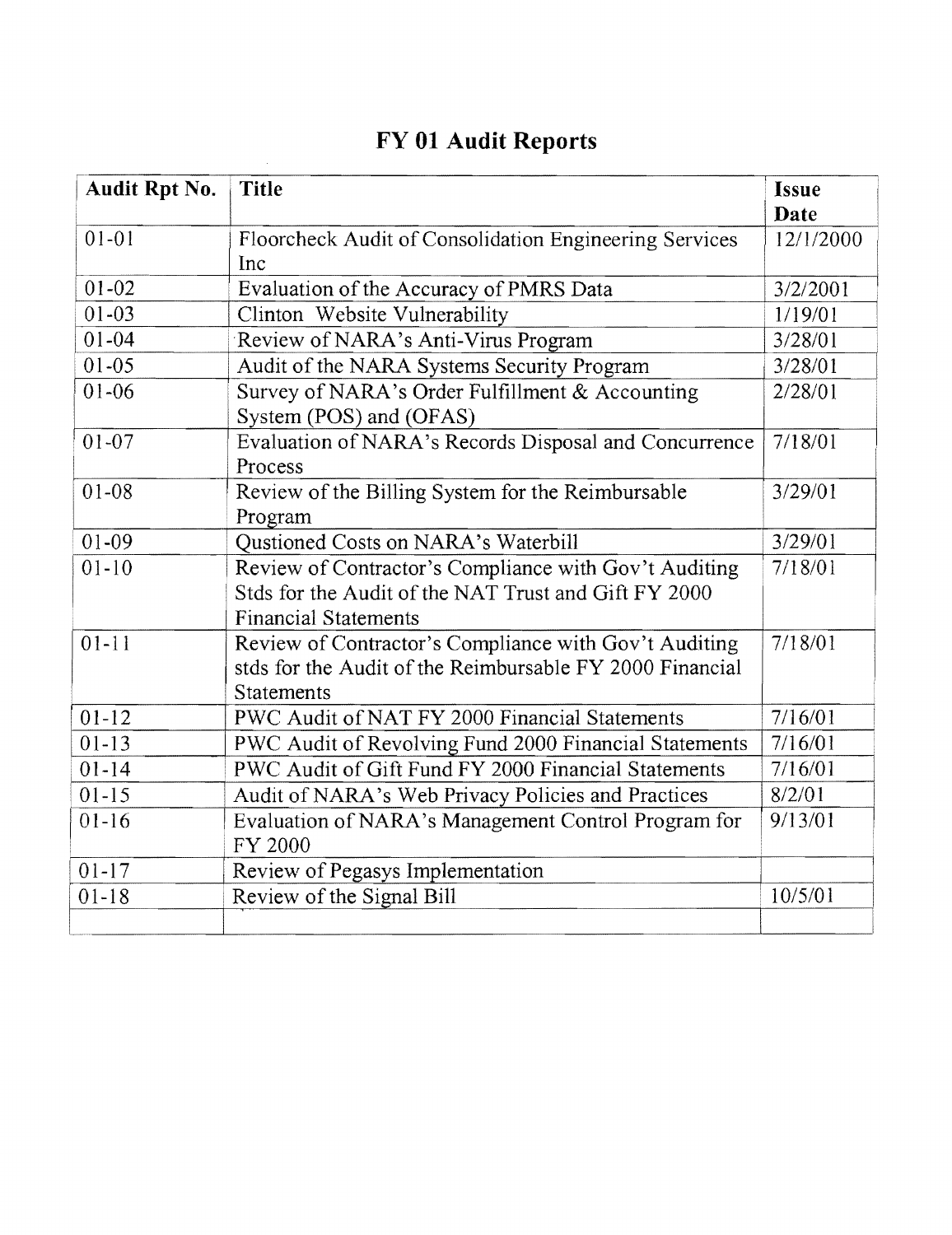# FY 01 Audit Reports

| Audit Rpt No. | Title | Issue Date |
| --- | --- | --- |
| 01-01 | Floorcheck Audit of Consolidation Engineering Services Inc | 12/1/2000 |
| 01-02 | Evaluation of the Accuracy of PMRS Data | 3/2/2001 |
| 01-03 | Clinton Website Vulnerability | 1/19/01 |
| 01-04 | Review of NARA's Anti-Virus Program | 3/28/01 |
| 01-05 | Audit of the NARA Systems Security Program | 3/28/01 |
| 01-06 | Survey of NARA's Order Fulfillment & Accounting System (POS) and (OFAS) | 2/28/01 |
| 01-07 | Evaluation of NARA's Records Disposal and Concurrence Process | 7/18/01 |
| 01-08 | Review of the Billing System for the Reimbursable Program | 3/29/01 |
| 01-09 | Qustioned Costs on NARA's Waterbill | 3/29/01 |
| 01-10 | Review of Contractor's Compliance with Gov't Auditing Stds for the Audit of the NAT Trust and Gift FY 2000 Financial Statements | 7/18/01 |
| 01-11 | Review of Contractor's Compliance with Gov't Auditing stds for the Audit of the Reimbursable FY 2000 Financial Statements | 7/18/01 |
| 01-12 | PWC Audit of NAT FY 2000 Financial Statements | 7/16/01 |
| 01-13 | PWC Audit of Revolving Fund 2000 Financial Statements | 7/16/01 |
| 01-14 | PWC Audit of Gift Fund FY 2000 Financial Statements | 7/16/01 |
| 01-15 | Audit of NARA's Web Privacy Policies and Practices | 8/2/01 |
| 01-16 | Evaluation of NARA's Management Control Program for FY 2000 | 9/13/01 |
| 01-17 | Review of Pegasys Implementation | |
| 01-18 | Review of the Signal Bill | 10/5/01 |
| | | |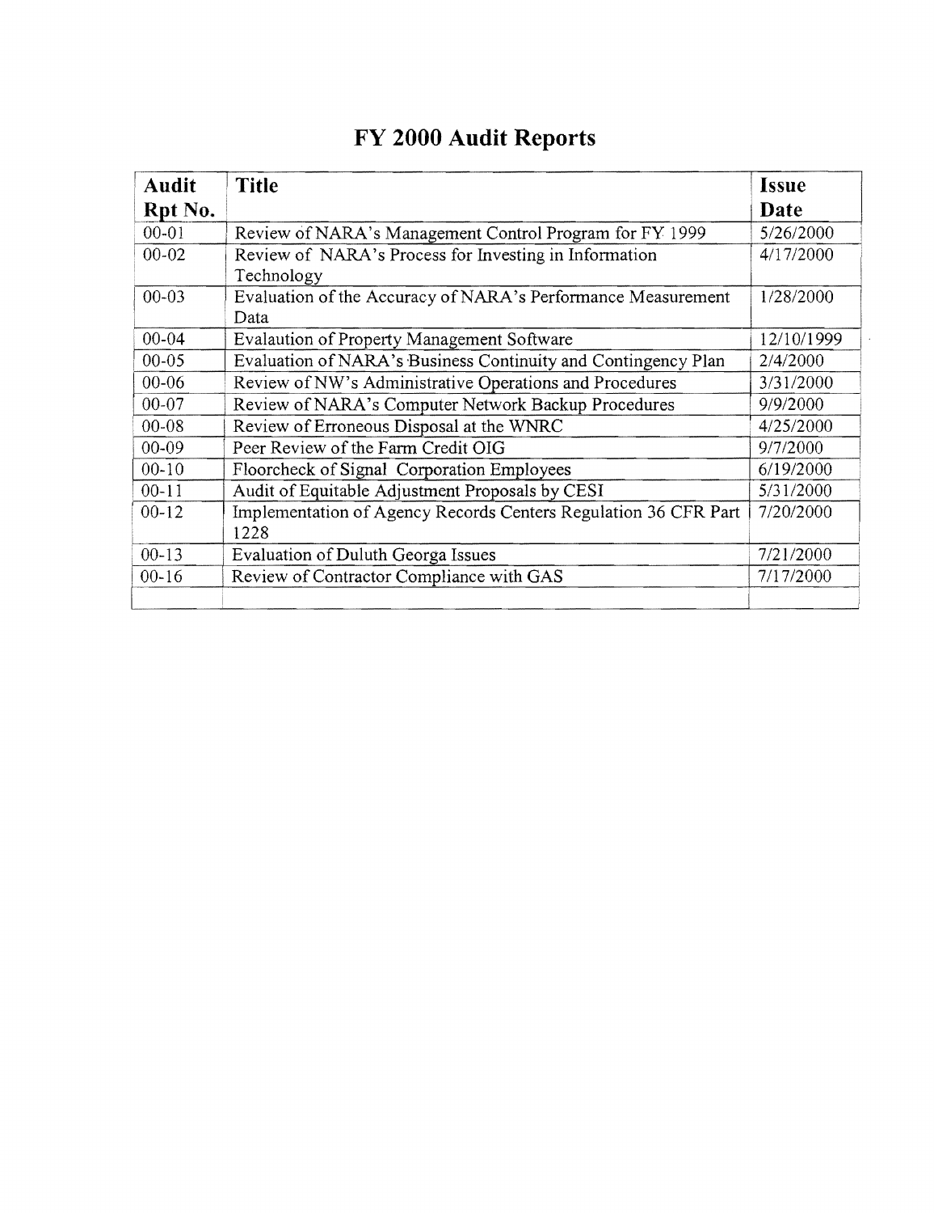# FY 2000 Audit Reports

| Audit Rpt No. | Title | Issue Date |
|---|---|---|
| 00-01 | Review of NARA's Management Control Program for FY 1999 | 5/26/2000 |
| 00-02 | Review of NARA's Process for Investing in Information Technology | 4/17/2000 |
| 00-03 | Evaluation of the Accuracy of NARA's Performance Measurement Data | 1/28/2000 |
| 00-04 | Evalaution of Property Management Software | 12/10/1999 |
| 00-05 | Evaluation of NARA's Business Continuity and Contingency Plan | 2/4/2000 |
| 00-06 | Review of NW's Administrative Operations and Procedures | 3/31/2000 |
| 00-07 | Review of NARA's Computer Network Backup Procedures | 9/9/2000 |
| 00-08 | Review of Erroneous Disposal at the WNRC | 4/25/2000 |
| 00-09 | Peer Review of the Farm Credit OIG | 9/7/2000 |
| 00-10 | Floorcheck of Signal Corporation Employees | 6/19/2000 |
| 00-11 | Audit of Equitable Adjustment Proposals by CESI | 5/31/2000 |
| 00-12 | Implementation of Agency Records Centers Regulation 36 CFR Part 1228 | 7/20/2000 |
| 00-13 | Evaluation of Duluth Georga Issues | 7/21/2000 |
| 00-16 | Review of Contractor Compliance with GAS | 7/17/2000 |
| | | |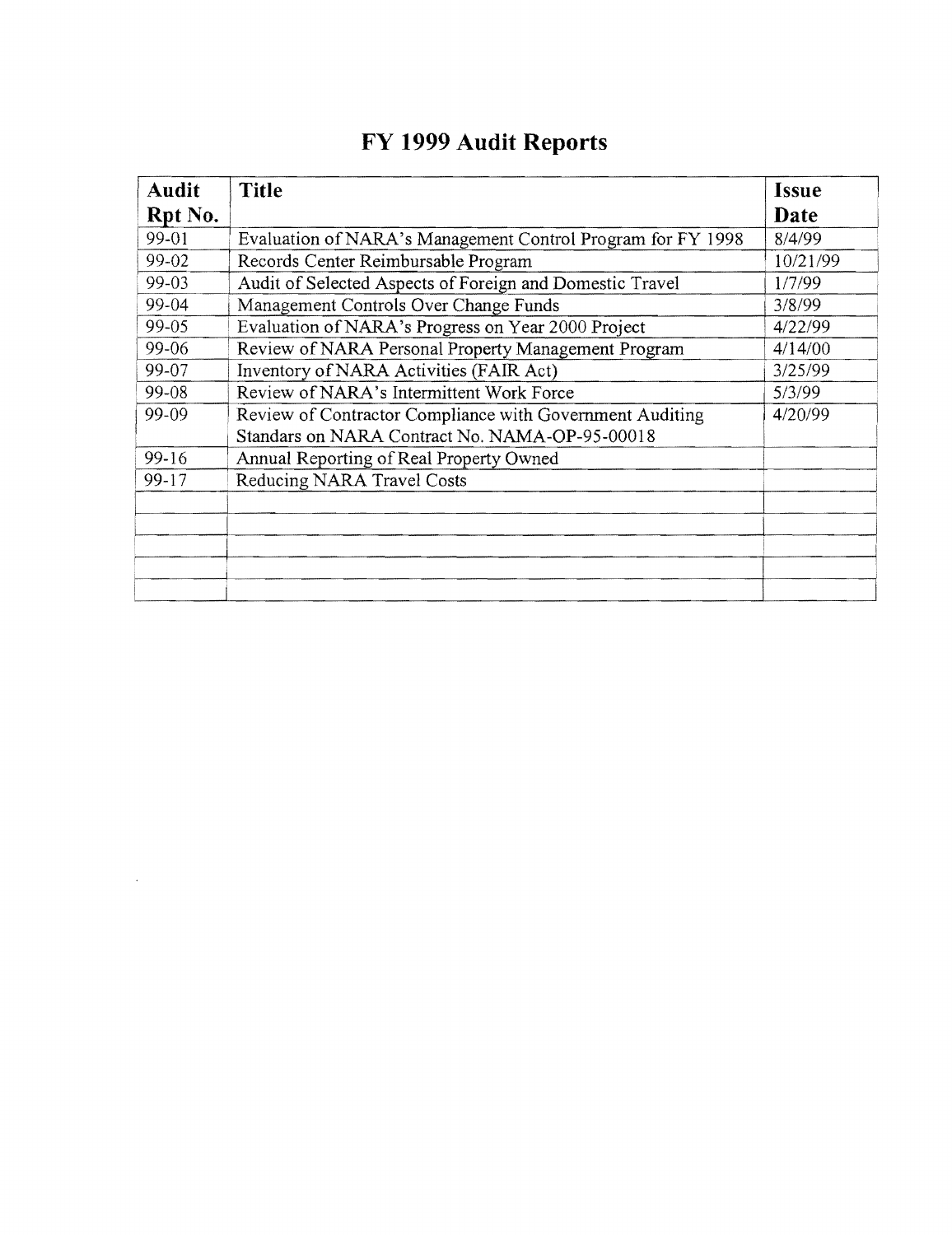# FY 1999 Audit Reports

| Audit Rpt No. | Title | Issue Date |
|---|---|---|
| 99-01 | Evaluation of NARA's Management Control Program for FY 1998 | 8/4/99 |
| 99-02 | Records Center Reimbursable Program | 10/21/99 |
| 99-03 | Audit of Selected Aspects of Foreign and Domestic Travel | 1/7/99 |
| 99-04 | Management Controls Over Change Funds | 3/8/99 |
| 99-05 | Evaluation of NARA's Progress on Year 2000 Project | 4/22/99 |
| 99-06 | Review of NARA Personal Property Management Program | 4/14/00 |
| 99-07 | Inventory of NARA Activities (FAIR Act) | 3/25/99 |
| 99-08 | Review of NARA's Intermittent Work Force | 5/3/99 |
| 99-09 | Review of Contractor Compliance with Government Auditing Standards on NARA Contract No. NAMA-OP-95-00018 | 4/20/99 |
| 99-16 | Annual Reporting of Real Property Owned | |
| 99-17 | Reducing NARA Travel Costs | |
| | | |
| | | |
| | | |
| | | |
| | | |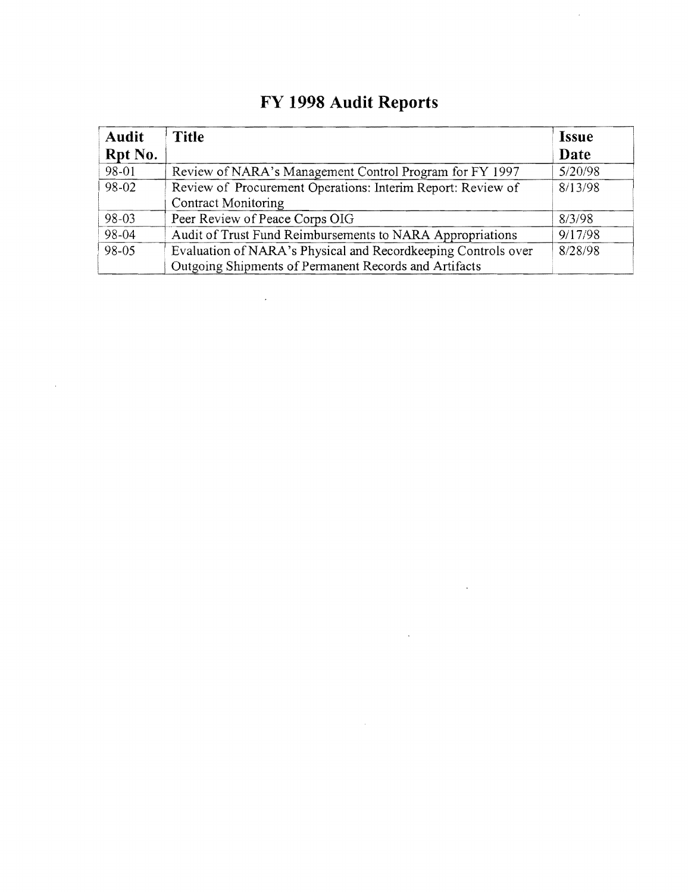# FY 1998 Audit Reports

| Audit Rpt No. | Title | Issue Date |
|---|---|---|
| 98-01 | Review of NARA's Management Control Program for FY 1997 | 5/20/98 |
| 98-02 | Review of Procurement Operations: Interim Report: Review of Contract Monitoring | 8/13/98 |
| 98-03 | Peer Review of Peace Corps OIG | 8/3/98 |
| 98-04 | Audit of Trust Fund Reimbursements to NARA Appropriations | 9/17/98 |
| 98-05 | Evaluation of NARA's Physical and Recordkeeping Controls over Outgoing Shipments of Permanent Records and Artifacts | 8/28/98 |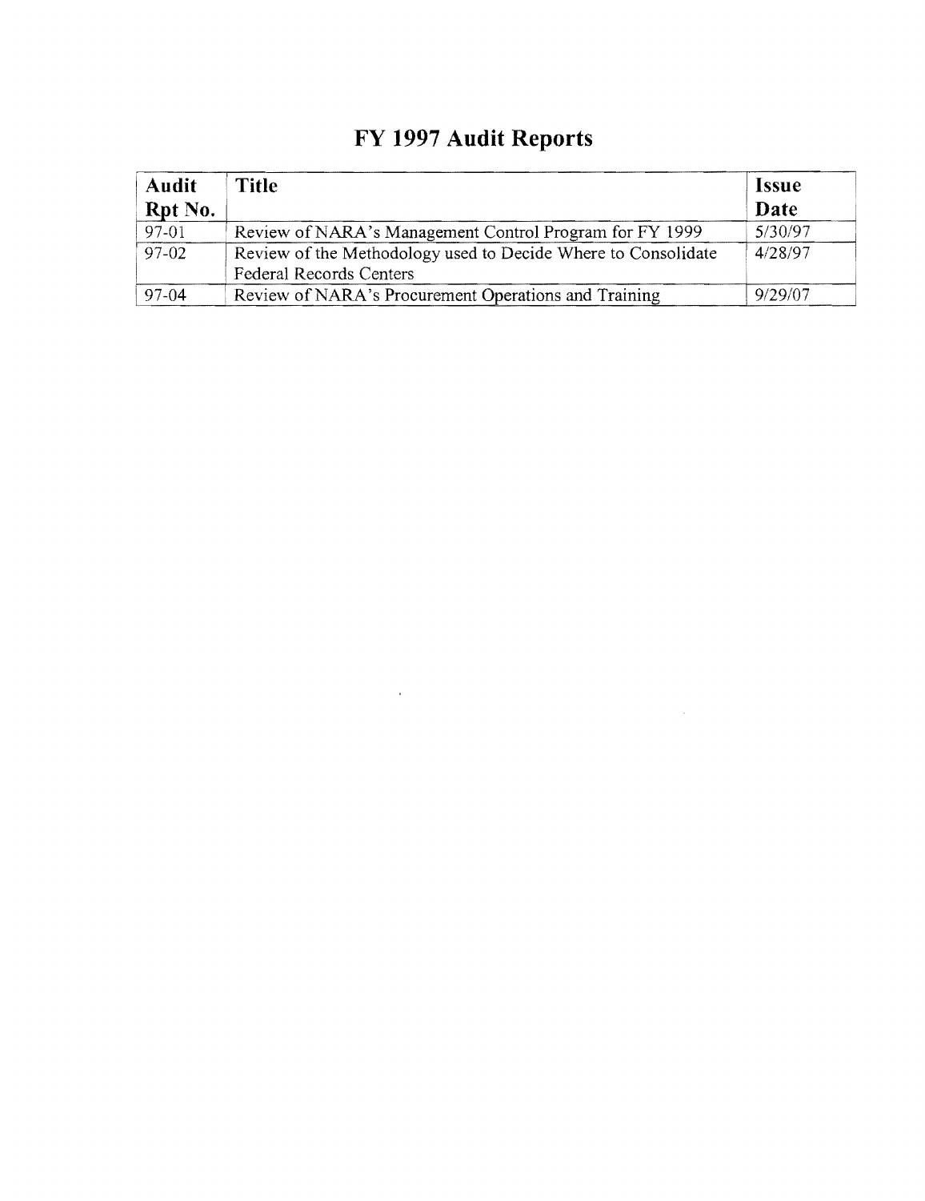# FY 1997 Audit Reports

| Audit Rpt No. | Title | Issue Date |
|---|---|---|
| 97-01 | Review of NARA's Management Control Program for FY 1999 | 5/30/97 |
| 97-02 | Review of the Methodology used to Decide Where to Consolidate Federal Records Centers | 4/28/97 |
| 97-04 | Review of NARA's Procurement Operations and Training | 9/29/07 |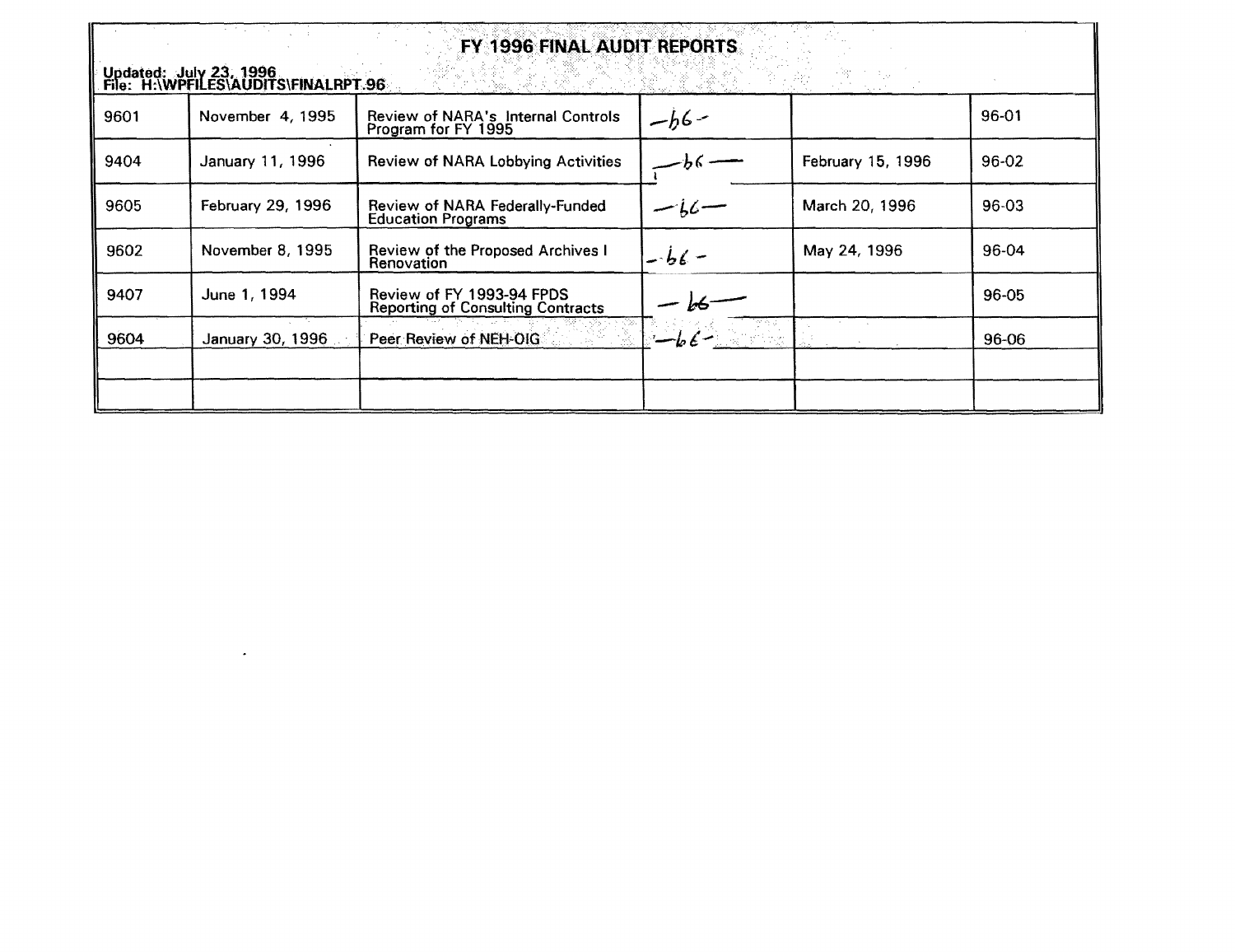# FY 1996 FINAL AUDIT REPORTS

Updated: July 23, 1996
File: H:\WPFILES\AUDITS\FINALRPT.96

| | | | | | |
|---|---|---|---|---|---|
| 9601 | November 4, 1995 | Review of NARA's Internal Controls Program for FY 1995 | —b6— | | 96-01 |
| 9404 | January 11, 1996 | Review of NARA Lobbying Activities | —b6— | February 15, 1996 | 96-02 |
| 9605 | February 29, 1996 | Review of NARA Federally-Funded Education Programs | —b6— | March 20, 1996 | 96-03 |
| 9602 | November 8, 1995 | Review of the Proposed Archives I Renovation | —b6— | May 24, 1996 | 96-04 |
| 9407 | June 1, 1994 | Review of FY 1993-94 FPDS Reporting of Consulting Contracts | —b6— | | 96-05 |
| 9604 | January 30, 1996 | Peer Review of NEH-OIG | —b6— | | 96-06 |
| | | | | | |
| | | | | | |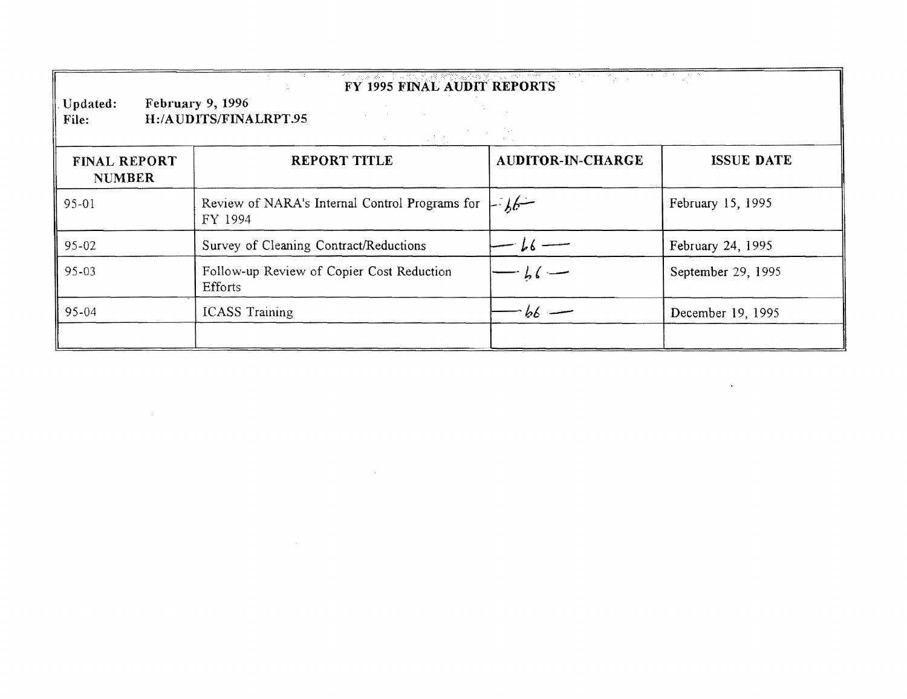# FY 1995 FINAL AUDIT REPORTS

**Updated:** February 9, 1996
**File:** H:/AUDITS/FINALRPT.95

| FINAL REPORT NUMBER | REPORT TITLE | AUDITOR-IN-CHARGE | ISSUE DATE |
|---|---|---|---|
| 95-01 | Review of NARA's Internal Control Programs for FY 1994 | b6 | February 15, 1995 |
| 95-02 | Survey of Cleaning Contract/Reductions | b6 | February 24, 1995 |
| 95-03 | Follow-up Review of Copier Cost Reduction Efforts | b6 | September 29, 1995 |
| 95-04 | ICASS Training | b6 | December 19, 1995 |
| | | | |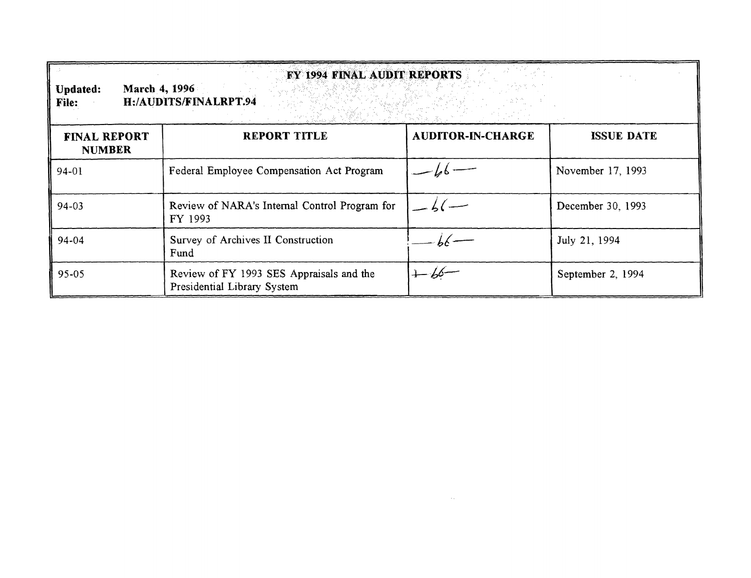# FY 1994 FINAL AUDIT REPORTS

**Updated:** March 4, 1996
**File:** H:/AUDITS/FINALRPT.94

| FINAL REPORT NUMBER | REPORT TITLE | AUDITOR-IN-CHARGE | ISSUE DATE |
|---|---|---|---|
| 94-01 | Federal Employee Compensation Act Program | —b6— | November 17, 1993 |
| 94-03 | Review of NARA's Internal Control Program for FY 1993 | —b6— | December 30, 1993 |
| 94-04 | Survey of Archives II Construction Fund | —b6— | July 21, 1994 |
| 95-05 | Review of FY 1993 SES Appraisals and the Presidential Library System | —b6— | September 2, 1994 |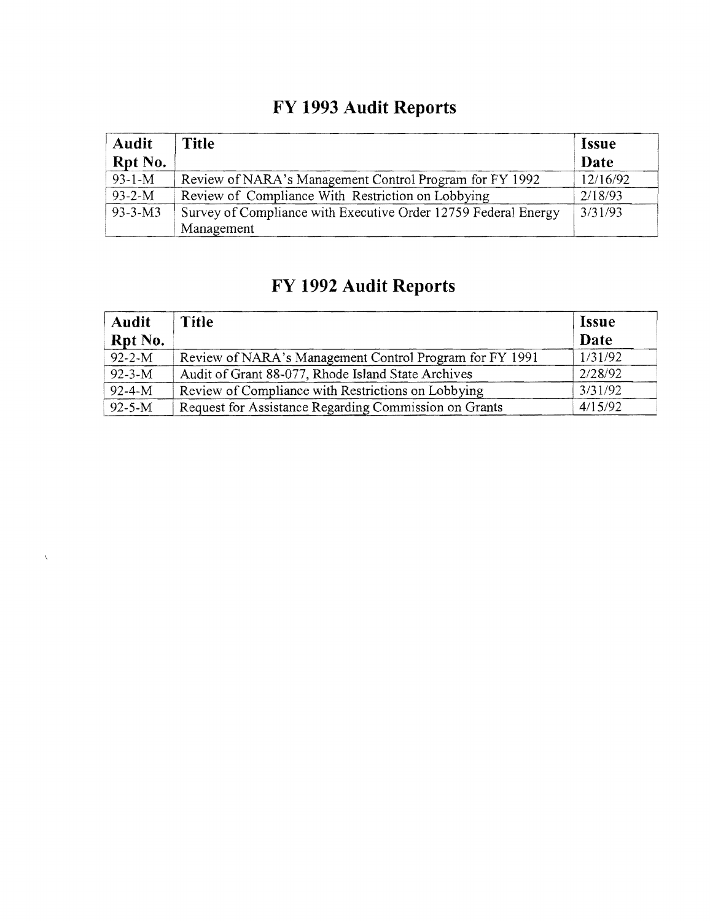# FY 1993 Audit Reports

| Audit Rpt No. | Title | Issue Date |
|---|---|---|
| 93-1-M | Review of NARA's Management Control Program for FY 1992 | 12/16/92 |
| 93-2-M | Review of Compliance With Restriction on Lobbying | 2/18/93 |
| 93-3-M3 | Survey of Compliance with Executive Order 12759 Federal Energy Management | 3/31/93 |

# FY 1992 Audit Reports

| Audit Rpt No. | Title | Issue Date |
|---|---|---|
| 92-2-M | Review of NARA's Management Control Program for FY 1991 | 1/31/92 |
| 92-3-M | Audit of Grant 88-077, Rhode Island State Archives | 2/28/92 |
| 92-4-M | Review of Compliance with Restrictions on Lobbying | 3/31/92 |
| 92-5-M | Request for Assistance Regarding Commission on Grants | 4/15/92 |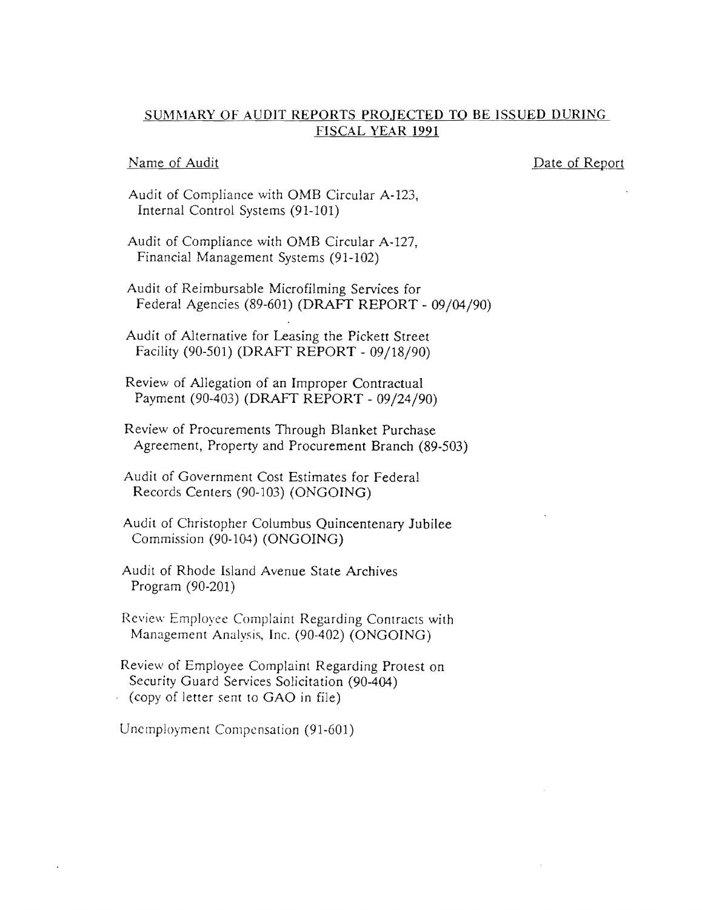## SUMMARY OF AUDIT REPORTS PROJECTED TO BE ISSUED DURING FISCAL YEAR 1991

| Name of Audit | Date of Report |
|---|---|
| Audit of Compliance with OMB Circular A-123, Internal Control Systems (91-101) | |
| Audit of Compliance with OMB Circular A-127, Financial Management Systems (91-102) | |
| Audit of Reimbursable Microfilming Services for Federal Agencies (89-601) (DRAFT REPORT - 09/04/90) | |
| Audit of Alternative for Leasing the Pickett Street Facility (90-501) (DRAFT REPORT - 09/18/90) | |
| Review of Allegation of an Improper Contractual Payment (90-403) (DRAFT REPORT - 09/24/90) | |
| Review of Procurements Through Blanket Purchase Agreement, Property and Procurement Branch (89-503) | |
| Audit of Government Cost Estimates for Federal Records Centers (90-103) (ONGOING) | |
| Audit of Christopher Columbus Quincentenary Jubilee Commission (90-104) (ONGOING) | |
| Audit of Rhode Island Avenue State Archives Program (90-201) | |
| Review Employee Complaint Regarding Contracts with Management Analysis, Inc. (90-402) (ONGOING) | |
| Review of Employee Complaint Regarding Protest on Security Guard Services Solicitation (90-404) (copy of letter sent to GAO in file) | |
| Unemployment Compensation (91-601) | |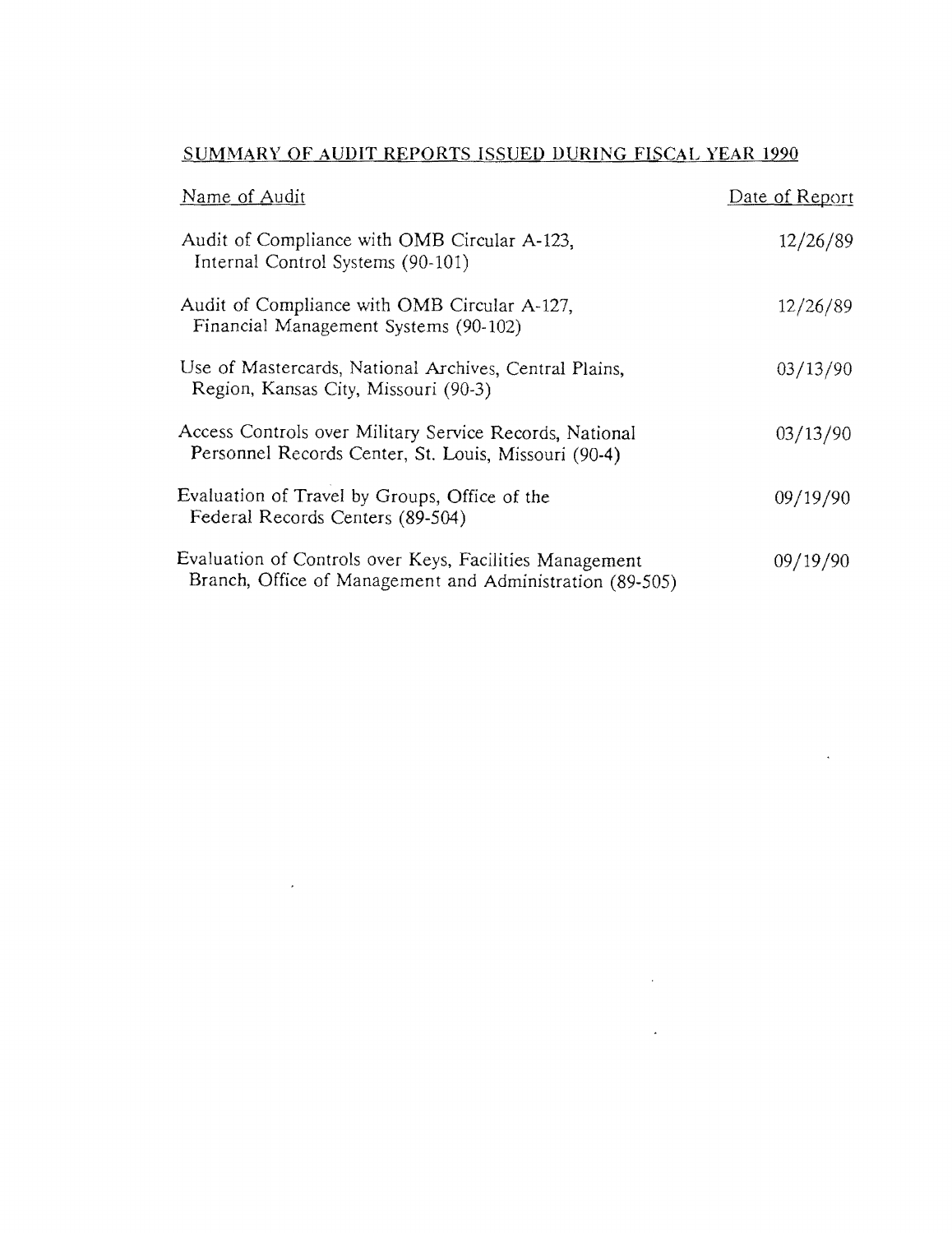## SUMMARY OF AUDIT REPORTS ISSUED DURING FISCAL YEAR 1990

| Name of Audit | Date of Report |
| --- | --- |
| Audit of Compliance with OMB Circular A-123, Internal Control Systems (90-101) | 12/26/89 |
| Audit of Compliance with OMB Circular A-127, Financial Management Systems (90-102) | 12/26/89 |
| Use of Mastercards, National Archives, Central Plains, Region, Kansas City, Missouri (90-3) | 03/13/90 |
| Access Controls over Military Service Records, National Personnel Records Center, St. Louis, Missouri (90-4) | 03/13/90 |
| Evaluation of Travel by Groups, Office of the Federal Records Centers (89-504) | 09/19/90 |
| Evaluation of Controls over Keys, Facilities Management Branch, Office of Management and Administration (89-505) | 09/19/90 |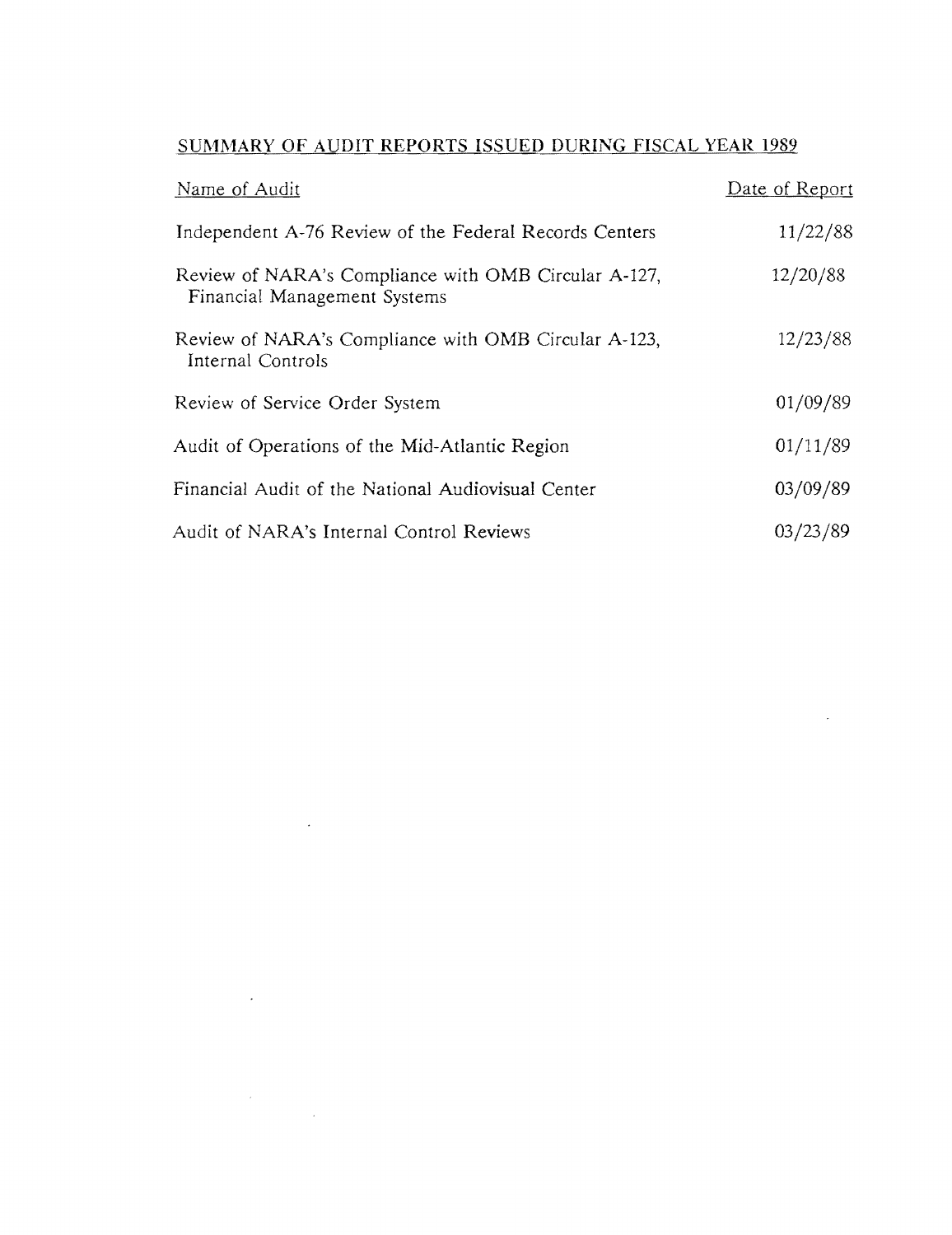## SUMMARY OF AUDIT REPORTS ISSUED DURING FISCAL YEAR 1989

| Name of Audit | Date of Report |
| --- | --- |
| Independent A-76 Review of the Federal Records Centers | 11/22/88 |
| Review of NARA's Compliance with OMB Circular A-127, Financial Management Systems | 12/20/88 |
| Review of NARA's Compliance with OMB Circular A-123, Internal Controls | 12/23/88 |
| Review of Service Order System | 01/09/89 |
| Audit of Operations of the Mid-Atlantic Region | 01/11/89 |
| Financial Audit of the National Audiovisual Center | 03/09/89 |
| Audit of NARA's Internal Control Reviews | 03/23/89 |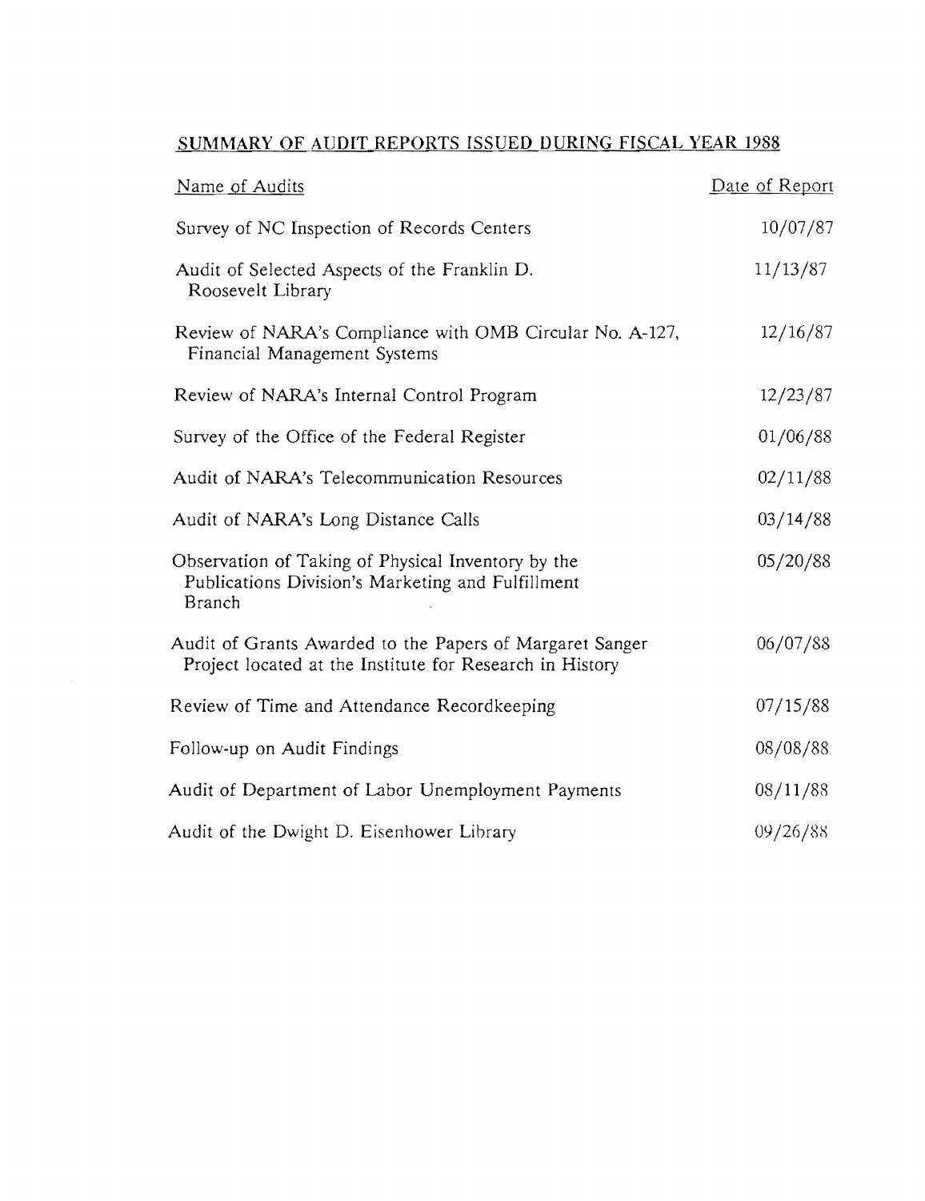## SUMMARY OF AUDIT REPORTS ISSUED DURING FISCAL YEAR 1988

| Name of Audits | Date of Report |
| --- | --- |
| Survey of NC Inspection of Records Centers | 10/07/87 |
| Audit of Selected Aspects of the Franklin D. Roosevelt Library | 11/13/87 |
| Review of NARA's Compliance with OMB Circular No. A-127, Financial Management Systems | 12/16/87 |
| Review of NARA's Internal Control Program | 12/23/87 |
| Survey of the Office of the Federal Register | 01/06/88 |
| Audit of NARA's Telecommunication Resources | 02/11/88 |
| Audit of NARA's Long Distance Calls | 03/14/88 |
| Observation of Taking of Physical Inventory by the Publications Division's Marketing and Fulfillment Branch | 05/20/88 |
| Audit of Grants Awarded to the Papers of Margaret Sanger Project located at the Institute for Research in History | 06/07/88 |
| Review of Time and Attendance Recordkeeping | 07/15/88 |
| Follow-up on Audit Findings | 08/08/88 |
| Audit of Department of Labor Unemployment Payments | 08/11/88 |
| Audit of the Dwight D. Eisenhower Library | 09/26/88 |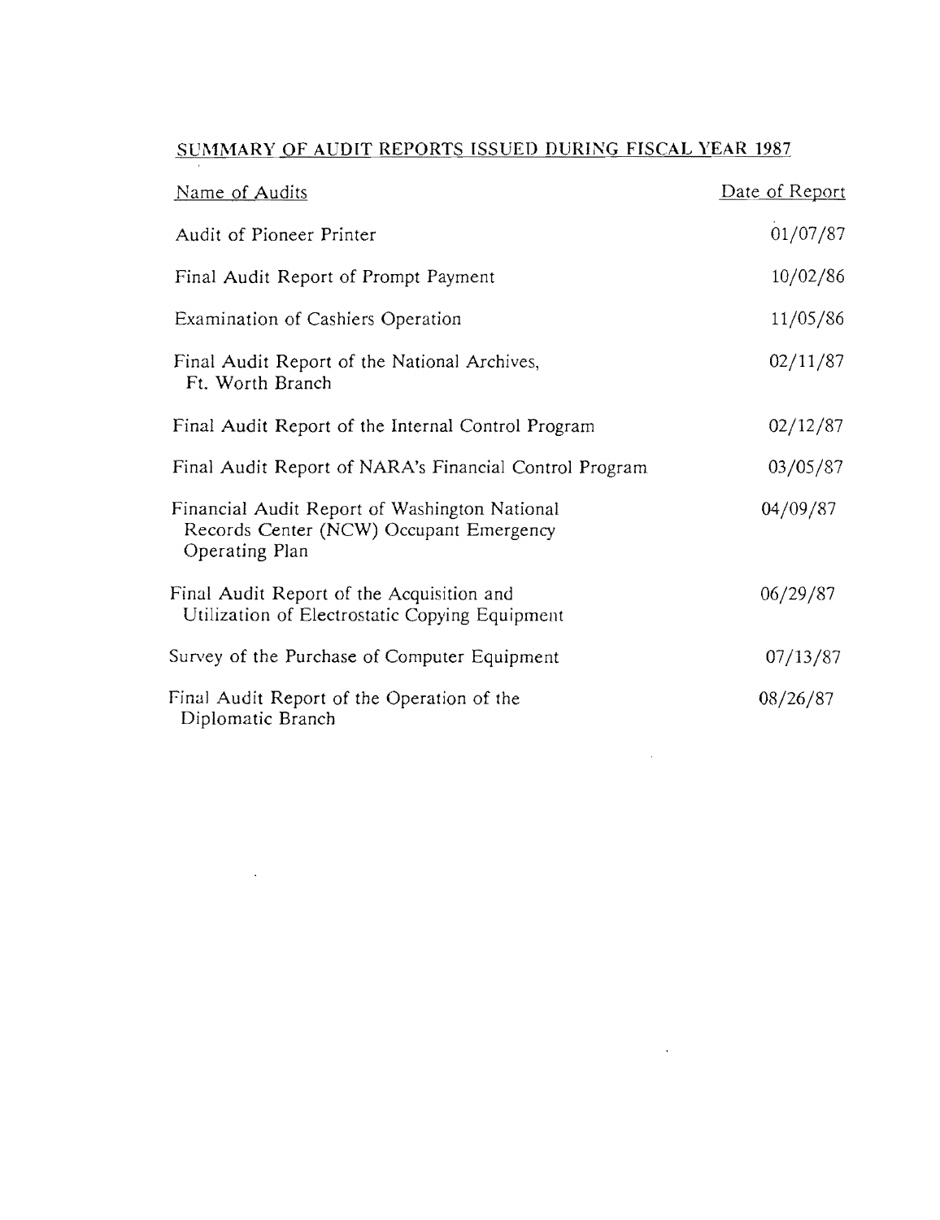## SUMMARY OF AUDIT REPORTS ISSUED DURING FISCAL YEAR 1987

| Name of Audits | Date of Report |
|---|---|
| Audit of Pioneer Printer | 01/07/87 |
| Final Audit Report of Prompt Payment | 10/02/86 |
| Examination of Cashiers Operation | 11/05/86 |
| Final Audit Report of the National Archives, Ft. Worth Branch | 02/11/87 |
| Final Audit Report of the Internal Control Program | 02/12/87 |
| Final Audit Report of NARA's Financial Control Program | 03/05/87 |
| Financial Audit Report of Washington National Records Center (NCW) Occupant Emergency Operating Plan | 04/09/87 |
| Final Audit Report of the Acquisition and Utilization of Electrostatic Copying Equipment | 06/29/87 |
| Survey of the Purchase of Computer Equipment | 07/13/87 |
| Final Audit Report of the Operation of the Diplomatic Branch | 08/26/87 |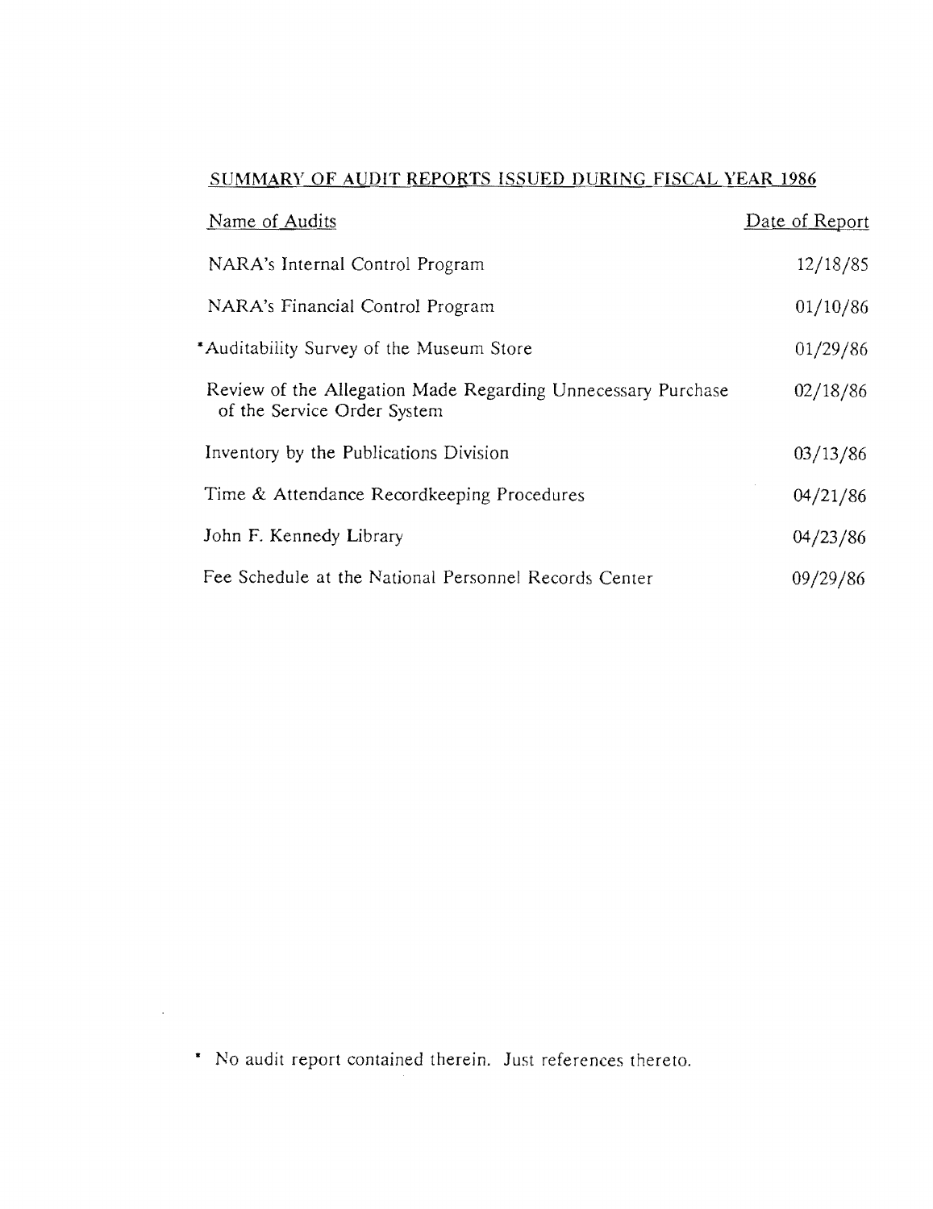## SUMMARY OF AUDIT REPORTS ISSUED DURING FISCAL YEAR 1986

| Name of Audits | Date of Report |
|---|---|
| NARA's Internal Control Program | 12/18/85 |
| NARA's Financial Control Program | 01/10/86 |
| *Auditability Survey of the Museum Store | 01/29/86 |
| Review of the Allegation Made Regarding Unnecessary Purchase of the Service Order System | 02/18/86 |
| Inventory by the Publications Division | 03/13/86 |
| Time & Attendance Recordkeeping Procedures | 04/21/86 |
| John F. Kennedy Library | 04/23/86 |
| Fee Schedule at the National Personnel Records Center | 09/29/86 |

* No audit report contained therein. Just references thereto.